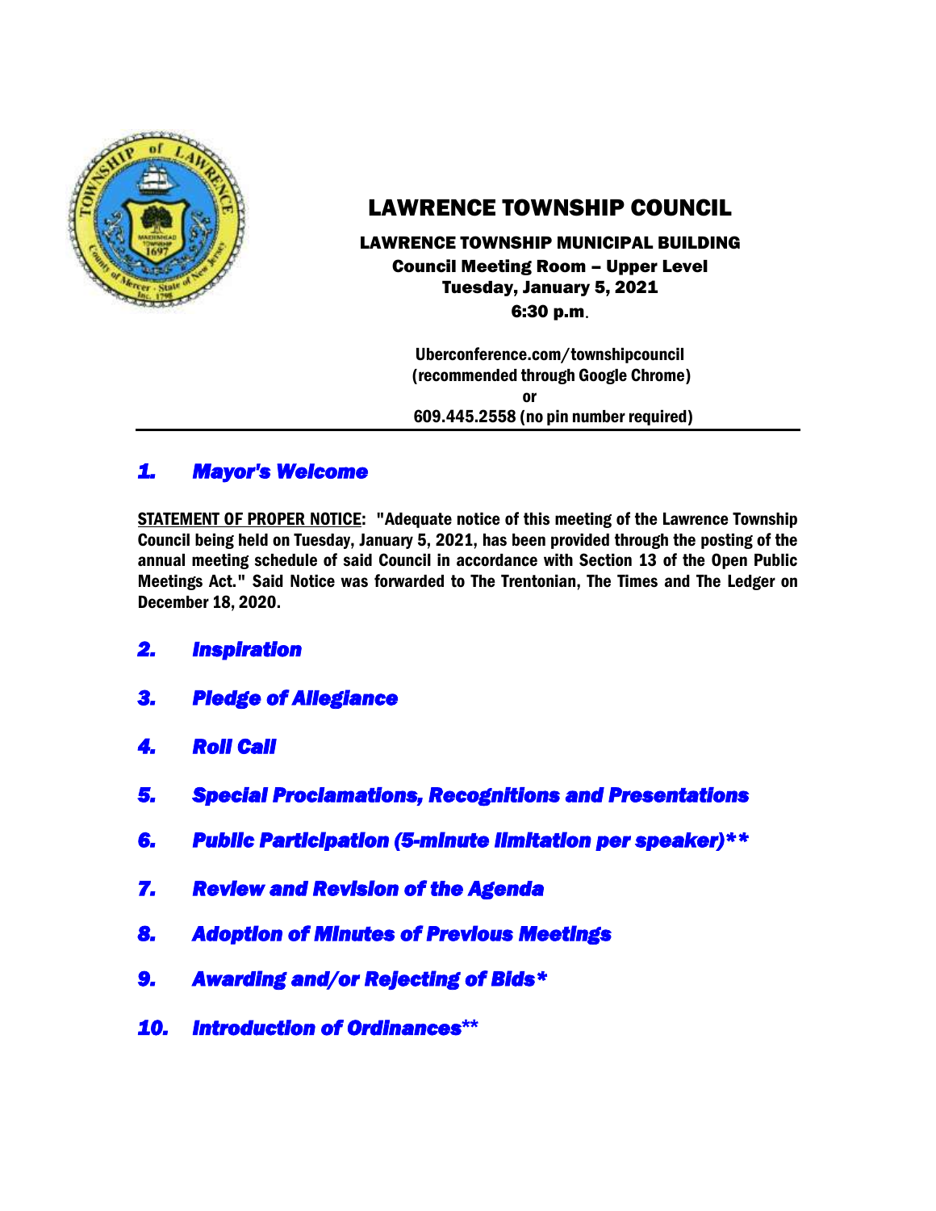# LAWRENCE TOWNSHIP COUNCIL

**LAWRENCE TOWNSHIP MUNICIPAL BUILDING**
**Council Meeting Room – Upper Level**
**Tuesday, January 5, 2021**
**6:30 p.m.**

**Uberconference.com/townshipcouncil**
**(recommended through Google Chrome)**
**or**
**609.445.2558 (no pin number required)**

---

## *1. Mayor's Welcome*

**<u>STATEMENT OF PROPER NOTICE</u>: "Adequate notice of this meeting of the Lawrence Township Council being held on Tuesday, January 5, 2021, has been provided through the posting of the annual meeting schedule of said Council in accordance with Section 13 of the Open Public Meetings Act." Said Notice was forwarded to The Trentonian, The Times and The Ledger on December 18, 2020.**

## *2. Inspiration*

## *3. Pledge of Allegiance*

## *4. Roll Call*

## *5. Special Proclamations, Recognitions and Presentations*

## *6. Public Participation (5-minute limitation per speaker)***

## *7. Review and Revision of the Agenda*

## *8. Adoption of Minutes of Previous Meetings*

## *9. Awarding and/or Rejecting of Bids**

## *10. Introduction of Ordinances***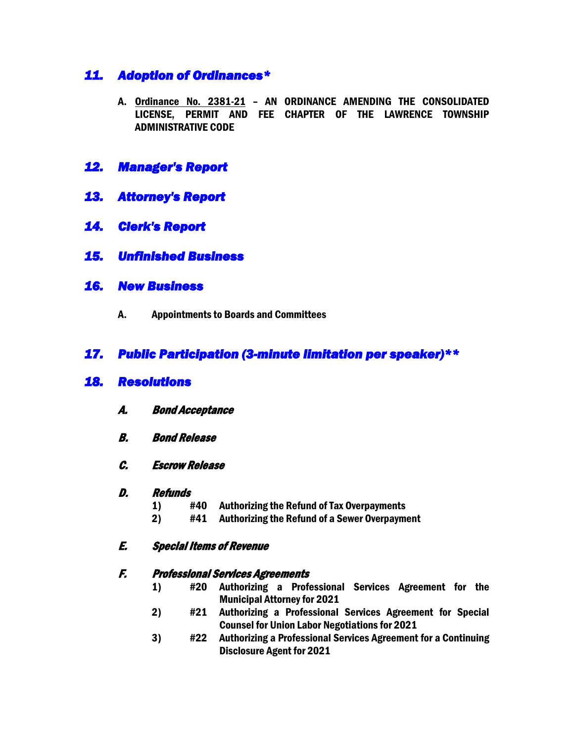## *11. Adoption of Ordinances**

A. <u>Ordinance No. 2381-21</u> – **AN ORDINANCE AMENDING THE CONSOLIDATED LICENSE, PERMIT AND FEE CHAPTER OF THE LAWRENCE TOWNSHIP ADMINISTRATIVE CODE**

## *12. Manager's Report*

## *13. Attorney's Report*

## *14. Clerk's Report*

## *15. Unfinished Business*

## *16. New Business*

**A. Appointments to Boards and Committees**

## *17. Public Participation (3-minute limitation per speaker)***

## *18. Resolutions*

### *A. Bond Acceptance*

### *B. Bond Release*

### *C. Escrow Release*

### *D. Refunds*

1) **#40 Authorizing the Refund of Tax Overpayments**
2) **#41 Authorizing the Refund of a Sewer Overpayment**

### *E. Special Items of Revenue*

### *F. Professional Services Agreements*

1) **#20 Authorizing a Professional Services Agreement for the Municipal Attorney for 2021**
2) **#21 Authorizing a Professional Services Agreement for Special Counsel for Union Labor Negotiations for 2021**
3) **#22 Authorizing a Professional Services Agreement for a Continuing Disclosure Agent for 2021**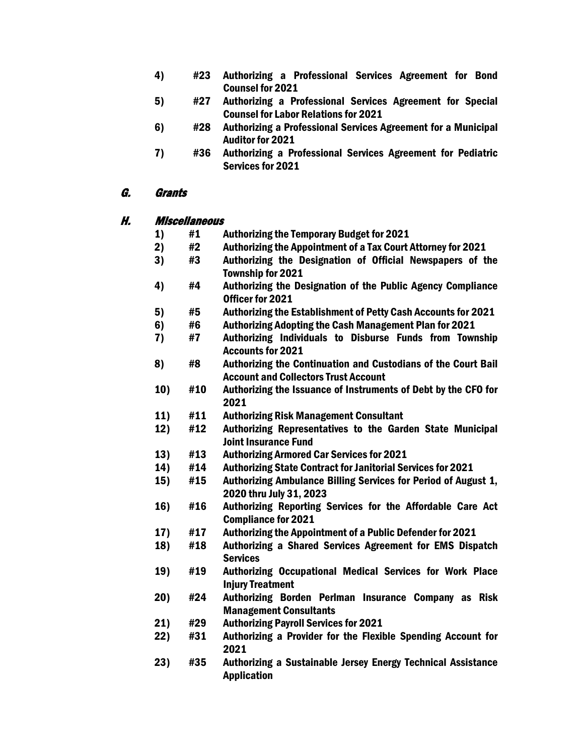4) #23 **Authorizing a Professional Services Agreement for Bond Counsel for 2021**
5) #27 **Authorizing a Professional Services Agreement for Special Counsel for Labor Relations for 2021**
6) #28 **Authorizing a Professional Services Agreement for a Municipal Auditor for 2021**
7) #36 **Authorizing a Professional Services Agreement for Pediatric Services for 2021**

## G. *Grants*

## H. *Miscellaneous*

1) #1 **Authorizing the Temporary Budget for 2021**
2) #2 **Authorizing the Appointment of a Tax Court Attorney for 2021**
3) #3 **Authorizing the Designation of Official Newspapers of the Township for 2021**
4) #4 **Authorizing the Designation of the Public Agency Compliance Officer for 2021**
5) #5 **Authorizing the Establishment of Petty Cash Accounts for 2021**
6) #6 **Authorizing Adopting the Cash Management Plan for 2021**
7) #7 **Authorizing Individuals to Disburse Funds from Township Accounts for 2021**
8) #8 **Authorizing the Continuation and Custodians of the Court Bail Account and Collectors Trust Account**
10) #10 **Authorizing the Issuance of Instruments of Debt by the CFO for 2021**
11) #11 **Authorizing Risk Management Consultant**
12) #12 **Authorizing Representatives to the Garden State Municipal Joint Insurance Fund**
13) #13 **Authorizing Armored Car Services for 2021**
14) #14 **Authorizing State Contract for Janitorial Services for 2021**
15) #15 **Authorizing Ambulance Billing Services for Period of August 1, 2020 thru July 31, 2023**
16) #16 **Authorizing Reporting Services for the Affordable Care Act Compliance for 2021**
17) #17 **Authorizing the Appointment of a Public Defender for 2021**
18) #18 **Authorizing a Shared Services Agreement for EMS Dispatch Services**
19) #19 **Authorizing Occupational Medical Services for Work Place Injury Treatment**
20) #24 **Authorizing Borden Perlman Insurance Company as Risk Management Consultants**
21) #29 **Authorizing Payroll Services for 2021**
22) #31 **Authorizing a Provider for the Flexible Spending Account for 2021**
23) #35 **Authorizing a Sustainable Jersey Energy Technical Assistance Application**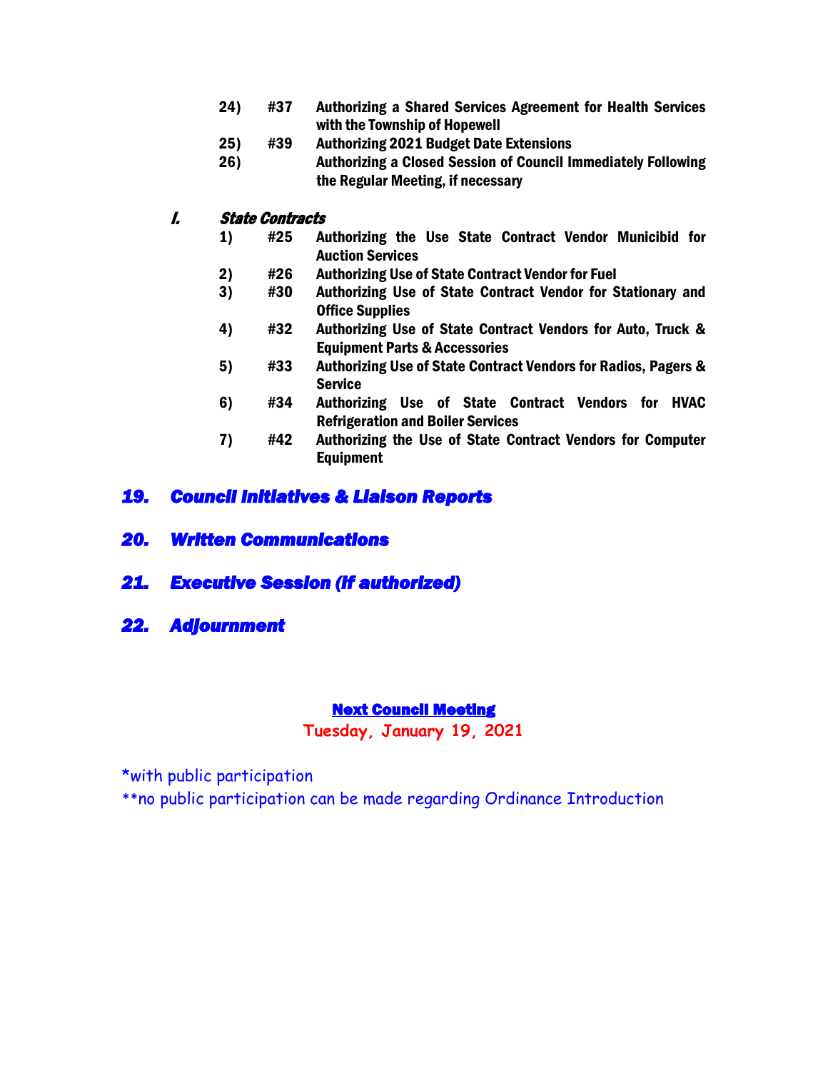24) #37 **Authorizing a Shared Services Agreement for Health Services with the Township of Hopewell**

25) #39 **Authorizing 2021 Budget Date Extensions**

26) **Authorizing a Closed Session of Council Immediately Following the Regular Meeting, if necessary**

***I. State Contracts***

1) #25 **Authorizing the Use State Contract Vendor Municibid for Auction Services**

2) #26 **Authorizing Use of State Contract Vendor for Fuel**

3) #30 **Authorizing Use of State Contract Vendor for Stationary and Office Supplies**

4) #32 **Authorizing Use of State Contract Vendors for Auto, Truck & Equipment Parts & Accessories**

5) #33 **Authorizing Use of State Contract Vendors for Radios, Pagers & Service**

6) #34 **Authorizing Use of State Contract Vendors for HVAC Refrigeration and Boiler Services**

7) #42 **Authorizing the Use of State Contract Vendors for Computer Equipment**

## *19. Council Initiatives & Liaison Reports*

## *20. Written Communications*

## *21. Executive Session (If authorized)*

## *22. Adjournment*

**Next Council Meeting**

Tuesday, January 19, 2021

*with public participation

**no public participation can be made regarding Ordinance Introduction